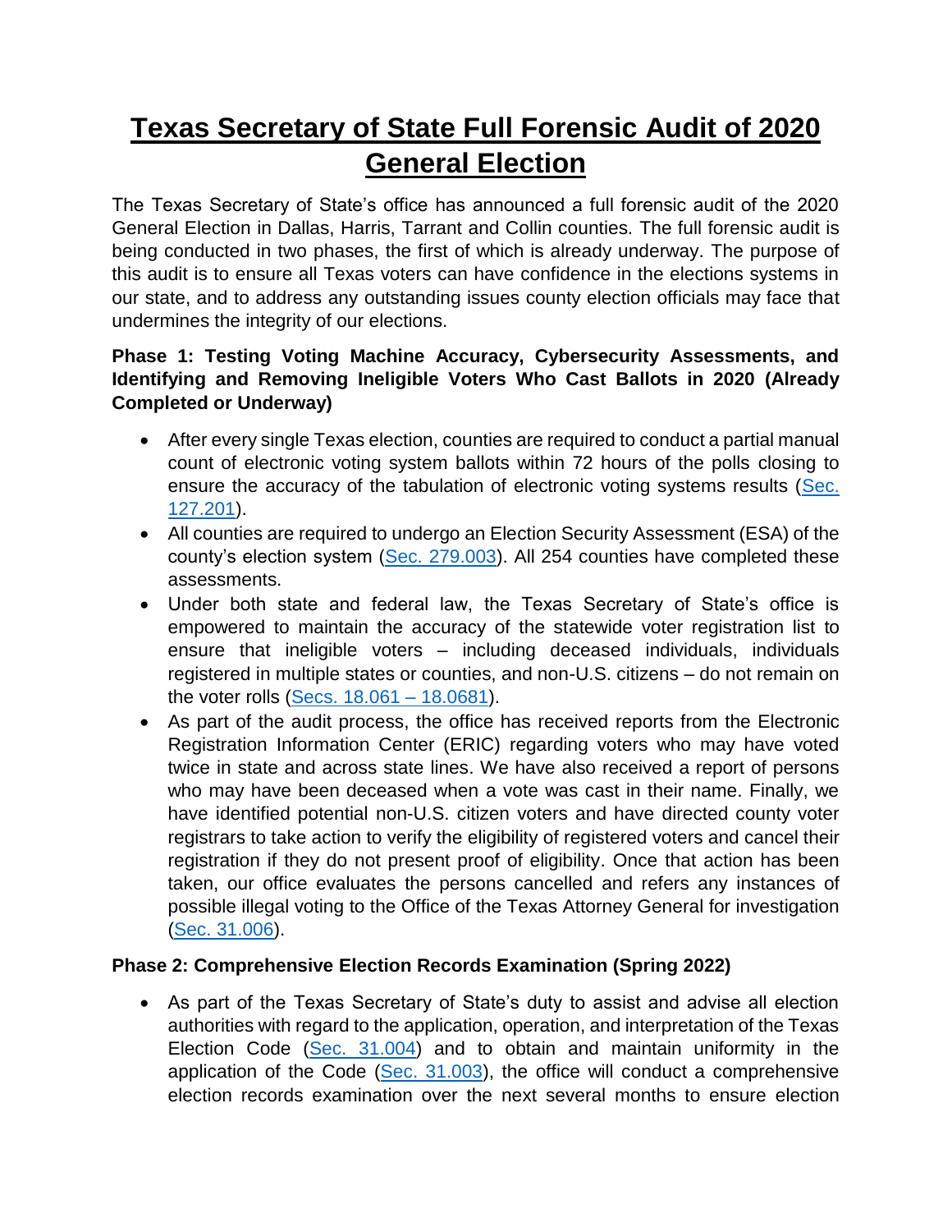# Texas Secretary of State Full Forensic Audit of 2020 General Election

The Texas Secretary of State's office has announced a full forensic audit of the 2020 General Election in Dallas, Harris, Tarrant and Collin counties. The full forensic audit is being conducted in two phases, the first of which is already underway. The purpose of this audit is to ensure all Texas voters can have confidence in the elections systems in our state, and to address any outstanding issues county election officials may face that undermines the integrity of our elections.

**Phase 1: Testing Voting Machine Accuracy, Cybersecurity Assessments, and Identifying and Removing Ineligible Voters Who Cast Ballots in 2020 (Already Completed or Underway)**

- After every single Texas election, counties are required to conduct a partial manual count of electronic voting system ballots within 72 hours of the polls closing to ensure the accuracy of the tabulation of electronic voting systems results (Sec. 127.201).
- All counties are required to undergo an Election Security Assessment (ESA) of the county's election system (Sec. 279.003). All 254 counties have completed these assessments.
- Under both state and federal law, the Texas Secretary of State's office is empowered to maintain the accuracy of the statewide voter registration list to ensure that ineligible voters – including deceased individuals, individuals registered in multiple states or counties, and non-U.S. citizens – do not remain on the voter rolls (Secs. 18.061 – 18.0681).
- As part of the audit process, the office has received reports from the Electronic Registration Information Center (ERIC) regarding voters who may have voted twice in state and across state lines. We have also received a report of persons who may have been deceased when a vote was cast in their name. Finally, we have identified potential non-U.S. citizen voters and have directed county voter registrars to take action to verify the eligibility of registered voters and cancel their registration if they do not present proof of eligibility. Once that action has been taken, our office evaluates the persons cancelled and refers any instances of possible illegal voting to the Office of the Texas Attorney General for investigation (Sec. 31.006).

**Phase 2: Comprehensive Election Records Examination (Spring 2022)**

- As part of the Texas Secretary of State's duty to assist and advise all election authorities with regard to the application, operation, and interpretation of the Texas Election Code (Sec. 31.004) and to obtain and maintain uniformity in the application of the Code (Sec. 31.003), the office will conduct a comprehensive election records examination over the next several months to ensure election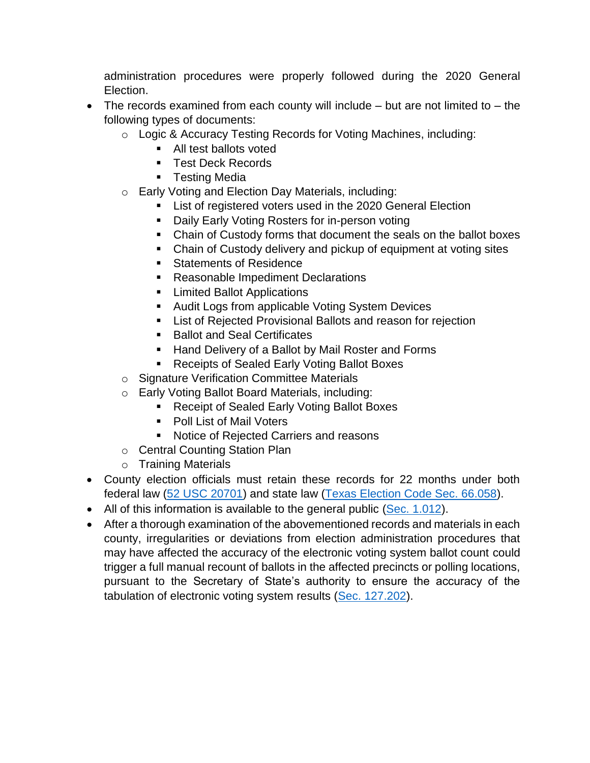administration procedures were properly followed during the 2020 General Election.

- The records examined from each county will include – but are not limited to – the following types of documents:
  - Logic & Accuracy Testing Records for Voting Machines, including:
    - All test ballots voted
    - Test Deck Records
    - Testing Media
  - Early Voting and Election Day Materials, including:
    - List of registered voters used in the 2020 General Election
    - Daily Early Voting Rosters for in-person voting
    - Chain of Custody forms that document the seals on the ballot boxes
    - Chain of Custody delivery and pickup of equipment at voting sites
    - Statements of Residence
    - Reasonable Impediment Declarations
    - Limited Ballot Applications
    - Audit Logs from applicable Voting System Devices
    - List of Rejected Provisional Ballots and reason for rejection
    - Ballot and Seal Certificates
    - Hand Delivery of a Ballot by Mail Roster and Forms
    - Receipts of Sealed Early Voting Ballot Boxes
  - Signature Verification Committee Materials
  - Early Voting Ballot Board Materials, including:
    - Receipt of Sealed Early Voting Ballot Boxes
    - Poll List of Mail Voters
    - Notice of Rejected Carriers and reasons
  - Central Counting Station Plan
  - Training Materials
- County election officials must retain these records for 22 months under both federal law (52 USC 20701) and state law (Texas Election Code Sec. 66.058).
- All of this information is available to the general public (Sec. 1.012).
- After a thorough examination of the abovementioned records and materials in each county, irregularities or deviations from election administration procedures that may have affected the accuracy of the electronic voting system ballot count could trigger a full manual recount of ballots in the affected precincts or polling locations, pursuant to the Secretary of State's authority to ensure the accuracy of the tabulation of electronic voting system results (Sec. 127.202).